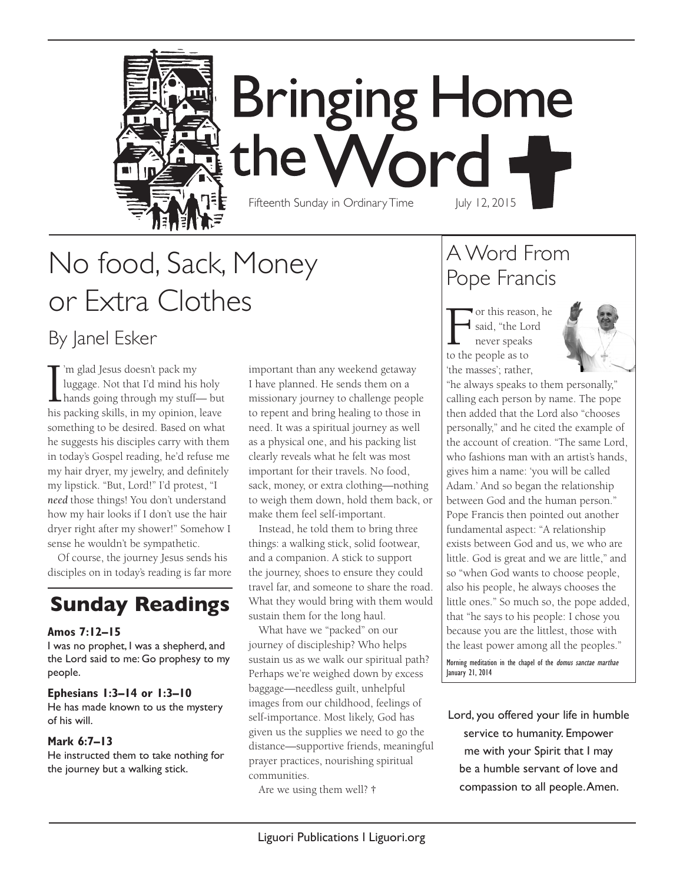# Bringing Home the Word

Fifteenth Sunday in Ordinary Time July 12, 2015

## No food, Sack, Money or Extra Clothes

### By Janel Esker

I'm glad Jesus doesn't pack my luggage. Not that I'd mind his holy hands going through my stuff— but his packing skills, in my opinion, leave something to be desired. Based on what he suggests his disciples carry with them in today's Gospel reading, he'd refuse me my hair dryer, my jewelry, and definitely my lipstick. "But, Lord!" I'd protest, "I *need* those things! You don't understand how my hair looks if I don't use the hair dryer right after my shower!" Somehow I sense he wouldn't be sympathetic.

Of course, the journey Jesus sends his disciples on in today's reading is far more important than any weekend getaway I have planned. He sends them on a missionary journey to challenge people to repent and bring healing to those in need. It was a spiritual journey as well as a physical one, and his packing list clearly reveals what he felt was most important for their travels. No food, sack, money, or extra clothing—nothing to weigh them down, hold them back, or make them feel self-important.

Instead, he told them to bring three things: a walking stick, solid footwear, and a companion. A stick to support the journey, shoes to ensure they could travel far, and someone to share the road. What they would bring with them would sustain them for the long haul.

What have we "packed" on our journey of discipleship? Who helps sustain us as we walk our spiritual path? Perhaps we're weighed down by excess baggage—needless guilt, unhelpful images from our childhood, feelings of self-importance. Most likely, God has given us the supplies we need to go the distance—supportive friends, meaningful prayer practices, nourishing spiritual communities.

Are we using them well? †

## Sunday Readings

**Amos 7:12–15**
I was no prophet, I was a shepherd, and the Lord said to me: Go prophesy to my people.

**Ephesians 1:3–14 or 1:3–10**
He has made known to us the mystery of his will.

**Mark 6:7–13**
He instructed them to take nothing for the journey but a walking stick.

## A Word From Pope Francis

For this reason, he said, "the Lord never speaks to the people as to 'the masses'; rather, "he always speaks to them personally," calling each person by name. The pope then added that the Lord also "chooses personally," and he cited the example of the account of creation. "The same Lord, who fashions man with an artist's hands, gives him a name: 'you will be called Adam.' And so began the relationship between God and the human person." Pope Francis then pointed out another fundamental aspect: "A relationship exists between God and us, we who are little. God is great and we are little," and so "when God wants to choose people, also his people, he always chooses the little ones." So much so, the pope added, that "he says to his people: I chose you because you are the littlest, those with the least power among all the peoples."

Morning meditation in the chapel of the *domus sanctae marthae*
January 21, 2014

Lord, you offered your life in humble service to humanity. Empower me with your Spirit that I may be a humble servant of love and compassion to all people. Amen.

Liguori Publications | Liguori.org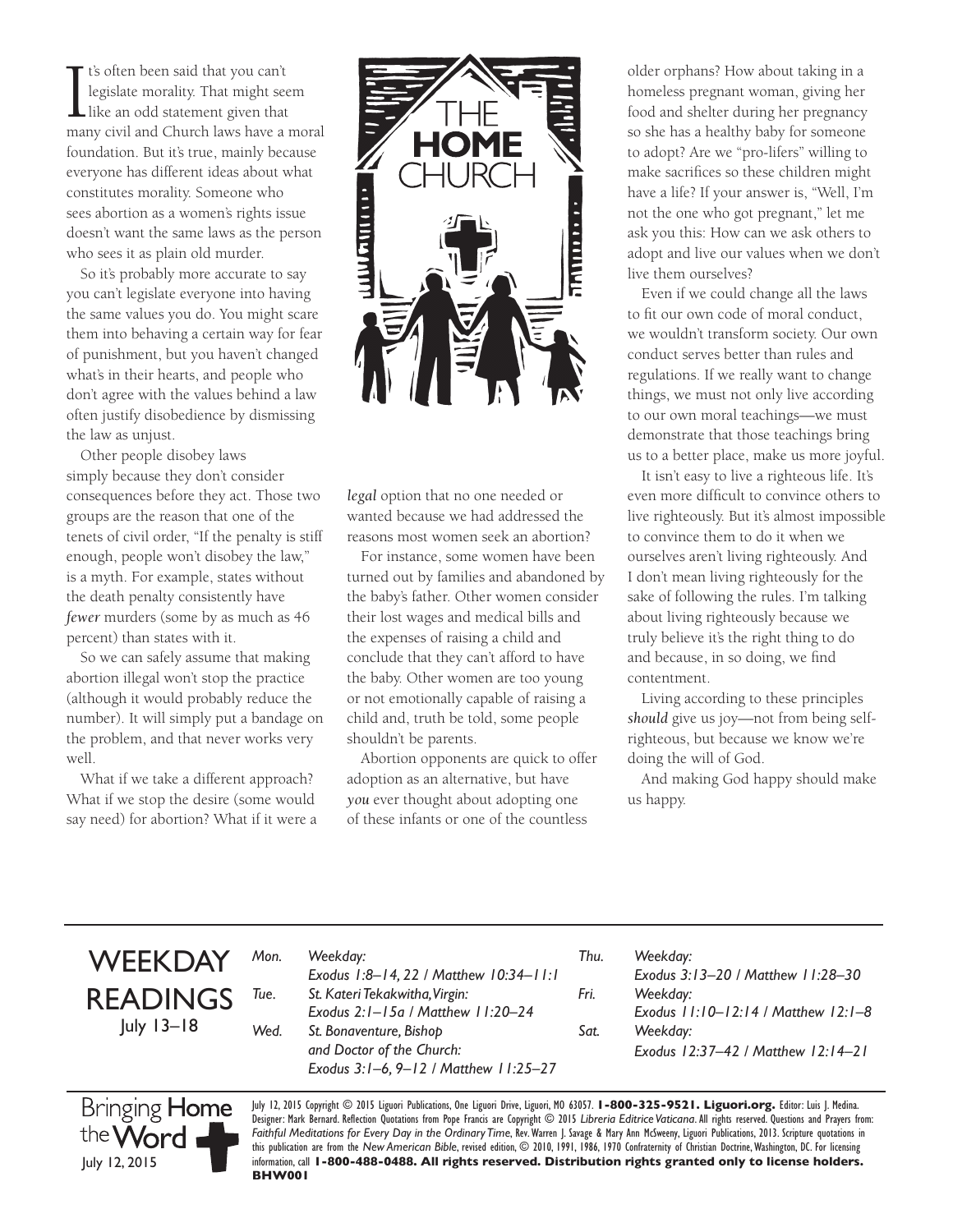It's often been said that you can't legislate morality. That might seem like an odd statement given that many civil and Church laws have a moral foundation. But it's true, mainly because everyone has different ideas about what constitutes morality. Someone who sees abortion as a women's rights issue doesn't want the same laws as the person who sees it as plain old murder.

So it's probably more accurate to say you can't legislate everyone into having the same values you do. You might scare them into behaving a certain way for fear of punishment, but you haven't changed what's in their hearts, and people who don't agree with the values behind a law often justify disobedience by dismissing the law as unjust.

Other people disobey laws simply because they don't consider consequences before they act. Those two groups are the reason that one of the tenets of civil order, "If the penalty is stiff enough, people won't disobey the law," is a myth. For example, states without the death penalty consistently have *fewer* murders (some by as much as 46 percent) than states with it.

So we can safely assume that making abortion illegal won't stop the practice (although it would probably reduce the number). It will simply put a bandage on the problem, and that never works very well.

What if we take a different approach? What if we stop the desire (some would say need) for abortion? What if it were a

# THE **HOME** CHURCH

*legal* option that no one needed or wanted because we had addressed the reasons most women seek an abortion?

For instance, some women have been turned out by families and abandoned by the baby's father. Other women consider their lost wages and medical bills and the expenses of raising a child and conclude that they can't afford to have the baby. Other women are too young or not emotionally capable of raising a child and, truth be told, some people shouldn't be parents.

Abortion opponents are quick to offer adoption as an alternative, but have *you* ever thought about adopting one of these infants or one of the countless older orphans? How about taking in a homeless pregnant woman, giving her food and shelter during her pregnancy so she has a healthy baby for someone to adopt? Are we "pro-lifers" willing to make sacrifices so these children might have a life? If your answer is, "Well, I'm not the one who got pregnant," let me ask you this: How can we ask others to adopt and live our values when we don't live them ourselves?

Even if we could change all the laws to fit our own code of moral conduct, we wouldn't transform society. Our own conduct serves better than rules and regulations. If we really want to change things, we must not only live according to our own moral teachings—we must demonstrate that those teachings bring us to a better place, make us more joyful.

It isn't easy to live a righteous life. It's even more difficult to convince others to live righteously. But it's almost impossible to convince them to do it when we ourselves aren't living righteously. And I don't mean living righteously for the sake of following the rules. I'm talking about living righteously because we truly believe it's the right thing to do and because, in so doing, we find contentment.

Living according to these principles *should* give us joy—not from being self-righteous, but because we know we're doing the will of God.

And making God happy should make us happy.

## WEEKDAY READINGS
July 13–18

| | |
|---|---|
| Mon. | *Weekday: Exodus 1:8–14, 22 / Matthew 10:34–11:1* |
| Tue. | *St. Kateri Tekakwitha, Virgin: Exodus 2:1–15a / Matthew 11:20–24* |
| Wed. | *St. Bonaventure, Bishop and Doctor of the Church: Exodus 3:1–6, 9–12 / Matthew 11:25–27* |
| Thu. | *Weekday: Exodus 3:13–20 / Matthew 11:28–30* |
| Fri. | *Weekday: Exodus 11:10–12:14 / Matthew 12:1–8* |
| Sat. | *Weekday: Exodus 12:37–42 / Matthew 12:14–21* |

Bringing **Home** the **Word**
July 12, 2015

July 12, 2015 Copyright © 2015 Liguori Publications, One Liguori Drive, Liguori, MO 63057. **1-800-325-9521. Liguori.org.** Editor: Luis J. Medina. Designer: Mark Bernard. Reflection Quotations from Pope Francis are Copyright © 2015 *Libreria Editrice Vaticana*. All rights reserved. Questions and Prayers from: *Faithful Meditations for Every Day in the Ordinary Time*, Rev. Warren J. Savage & Mary Ann McSweeny, Liguori Publications, 2013. Scripture quotations in this publication are from the *New American Bible*, revised edition, © 2010, 1991, 1986, 1970 Confraternity of Christian Doctrine, Washington, DC. For licensing information, call **1-800-488-0488. All rights reserved. Distribution rights granted only to license holders. BHW001**